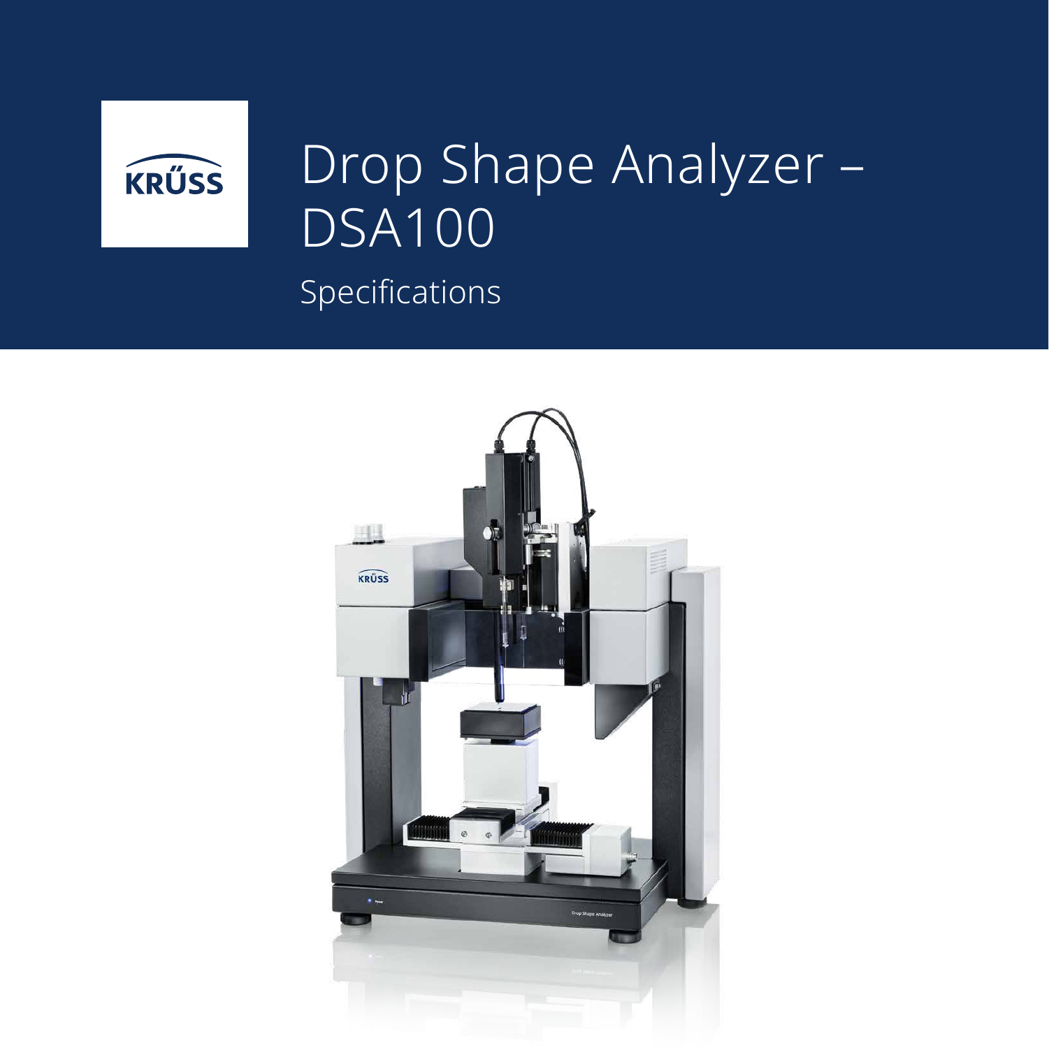# Drop Shape Analyzer – DSA100

Specifications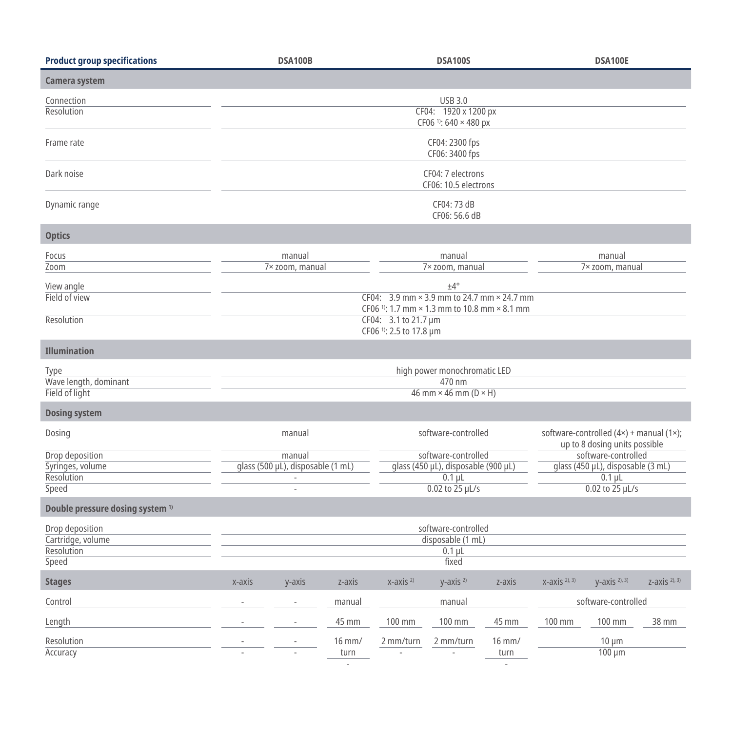| Product group specifications | DSA100B | | | DSA100S | | | DSA100E | | |
|---|---|---|---|---|---|---|---|---|---|
| **Camera system** | | | | | | | | | |
| Connection | USB 3.0 | | | | | | | | |
| Resolution | CF04: 1920 x 1200 px<br>CF06 [1]: 640 × 480 px | | | | | | | | |
| Frame rate | CF04: 2300 fps<br>CF06: 3400 fps | | | | | | | | |
| Dark noise | CF04: 7 electrons<br>CF06: 10.5 electrons | | | | | | | | |
| Dynamic range | CF04: 73 dB<br>CF06: 56.6 dB | | | | | | | | |
| **Optics** | | | | | | | | | |
| Focus | manual | | | manual | | | manual | | |
| Zoom | 7× zoom, manual | | | 7× zoom, manual | | | 7× zoom, manual | | |
| View angle | ±4° | | | | | | | | |
| Field of view | CF04: 3.9 mm × 3.9 mm to 24.7 mm × 24.7 mm<br>CF06 [1]: 1.7 mm × 1.3 mm to 10.8 mm × 8.1 mm | | | | | | | | |
| Resolution | CF04: 3.1 to 21.7 µm<br>CF06 [1]: 2.5 to 17.8 µm | | | | | | | | |
| **Illumination** | | | | | | | | | |
| Type | high power monochromatic LED | | | | | | | | |
| Wave length, dominant | 470 nm | | | | | | | | |
| Field of light | 46 mm × 46 mm (D × H) | | | | | | | | |
| **Dosing system** | | | | | | | | | |
| Dosing | manual | | | software-controlled | | | software-controlled (4×) + manual (1×); up to 8 dosing units possible | | |
| Drop deposition | manual | | | software-controlled | | | software-controlled | | |
| Syringes, volume | glass (500 µL), disposable (1 mL) | | | glass (450 µL), disposable (900 µL) | | | glass (450 µL), disposable (3 mL) | | |
| Resolution | - | | | 0.1 µL | | | 0.1 µL | | |
| Speed | - | | | 0.02 to 25 µL/s | | | 0.02 to 25 µL/s | | |
| **Double pressure dosing system [1]** | | | | | | | | | |
| Drop deposition | software-controlled | | | | | | | | |
| Cartridge, volume | disposable (1 mL) | | | | | | | | |
| Resolution | 0.1 µL | | | | | | | | |
| Speed | fixed | | | | | | | | |
| **Stages** | x-axis | y-axis | z-axis | x-axis [2] | y-axis [2] | z-axis | x-axis [2, 3] | y-axis [2, 3] | z-axis [2, 3] |
| Control | - | - | manual | manual | | | software-controlled | | |
| Length | - | - | 45 mm | 100 mm | 100 mm | 45 mm | 100 mm | 100 mm | 38 mm |
| Resolution | - | - | 16 mm/turn | 2 mm/turn | 2 mm/turn | 16 mm/turn | 10 µm | | |
| Accuracy | - | - | - | - | - | - | 100 µm | | |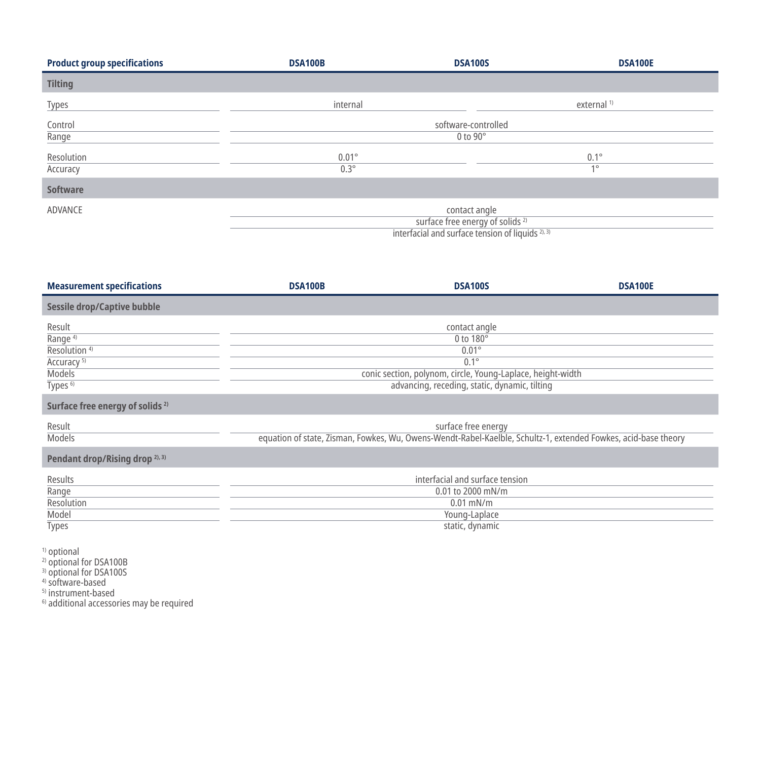| Product group specifications | DSA100B | DSA100S | DSA100E |
|---|---|---|---|
| **Tilting** | | | |
| Types | internal | | external [1] |
| Control | software-controlled | | |
| Range | 0 to 90° | | |
| Resolution | 0.01° | | 0.1° |
| Accuracy | 0.3° | | 1° |
| **Software** | | | |
| ADVANCE | contact angle | | |
| | surface free energy of solids [2] | | |
| | interfacial and surface tension of liquids [2, 3] | | |

| Measurement specifications | DSA100B | DSA100S | DSA100E |
|---|---|---|---|
| **Sessile drop/Captive bubble** | | | |
| Result | contact angle | | |
| Range [4] | 0 to 180° | | |
| Resolution [4] | 0.01° | | |
| Accuracy [5] | 0.1° | | |
| Models | conic section, polynom, circle, Young-Laplace, height-width | | |
| Types [6] | advancing, receding, static, dynamic, tilting | | |
| **Surface free energy of solids [2]** | | | |
| Result | surface free energy | | |
| Models | equation of state, Zisman, Fowkes, Wu, Owens-Wendt-Rabel-Kaelble, Schultz-1, extended Fowkes, acid-base theory | | |
| **Pendant drop/Rising drop [2, 3]** | | | |
| Results | interfacial and surface tension | | |
| Range | 0.01 to 2000 mN/m | | |
| Resolution | 0.01 mN/m | | |
| Model | Young-Laplace | | |
| Types | static, dynamic | | |

[1] optional
[2] optional for DSA100B
[3] optional for DSA100S
[4] software-based
[5] instrument-based
[6] additional accessories may be required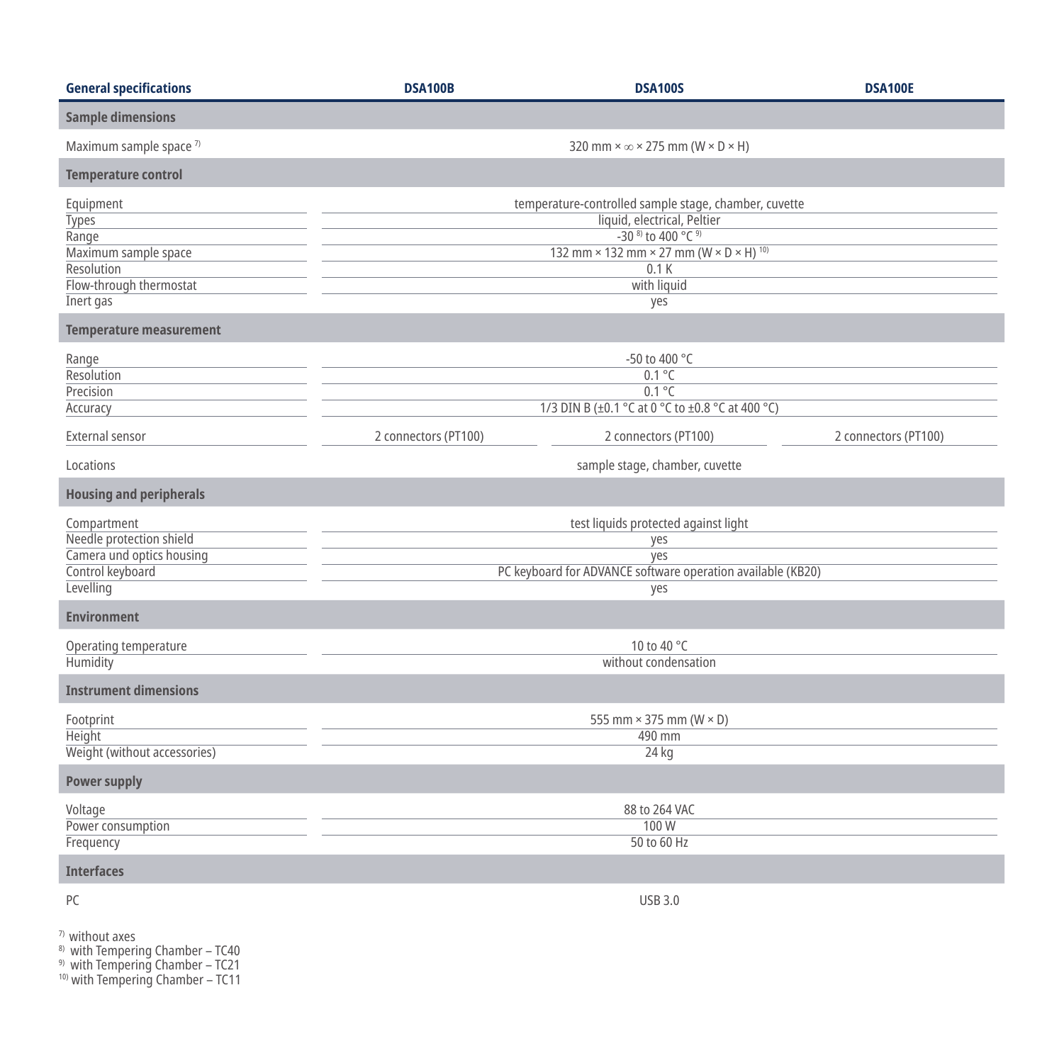| General specifications | DSA100B | DSA100S | DSA100E |
|---|---|---|---|
| **Sample dimensions** | | | |
| Maximum sample space [7] | | 320 mm × ∞ × 275 mm (W × D × H) | |
| **Temperature control** | | | |
| Equipment | | temperature-controlled sample stage, chamber, cuvette | |
| Types | | liquid, electrical, Peltier | |
| Range | | -30 [8] to 400 °C [9] | |
| Maximum sample space | | 132 mm × 132 mm × 27 mm (W × D × H) [10] | |
| Resolution | | 0.1 K | |
| Flow-through thermostat | | with liquid | |
| Inert gas | | yes | |
| **Temperature measurement** | | | |
| Range | | -50 to 400 °C | |
| Resolution | | 0.1 °C | |
| Precision | | 0.1 °C | |
| Accuracy | | 1/3 DIN B (±0.1 °C at 0 °C to ±0.8 °C at 400 °C) | |
| External sensor | 2 connectors (PT100) | 2 connectors (PT100) | 2 connectors (PT100) |
| Locations | | sample stage, chamber, cuvette | |
| **Housing and peripherals** | | | |
| Compartment | | test liquids protected against light | |
| Needle protection shield | | yes | |
| Camera und optics housing | | yes | |
| Control keyboard | | PC keyboard for ADVANCE software operation available (KB20) | |
| Levelling | | yes | |
| **Environment** | | | |
| Operating temperature | | 10 to 40 °C | |
| Humidity | | without condensation | |
| **Instrument dimensions** | | | |
| Footprint | | 555 mm × 375 mm (W × D) | |
| Height | | 490 mm | |
| Weight (without accessories) | | 24 kg | |
| **Power supply** | | | |
| Voltage | | 88 to 264 VAC | |
| Power consumption | | 100 W | |
| Frequency | | 50 to 60 Hz | |
| **Interfaces** | | | |
| PC | | USB 3.0 | |

[7] without axes
[8] with Tempering Chamber – TC40
[9] with Tempering Chamber – TC21
[10] with Tempering Chamber – TC11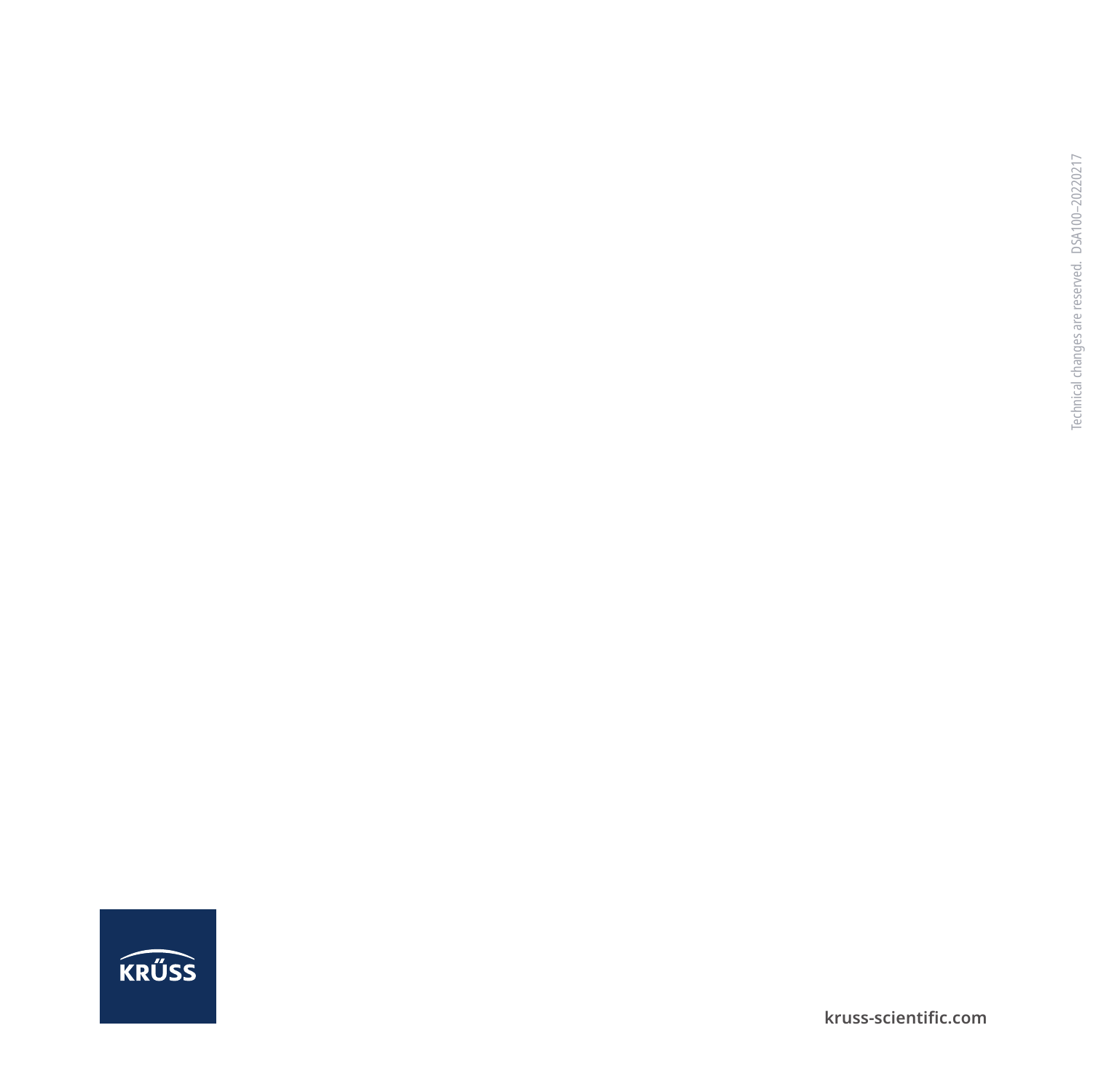Technical changes are reserved. DSA100–20220217

KRÜSS

kruss-scientific.com